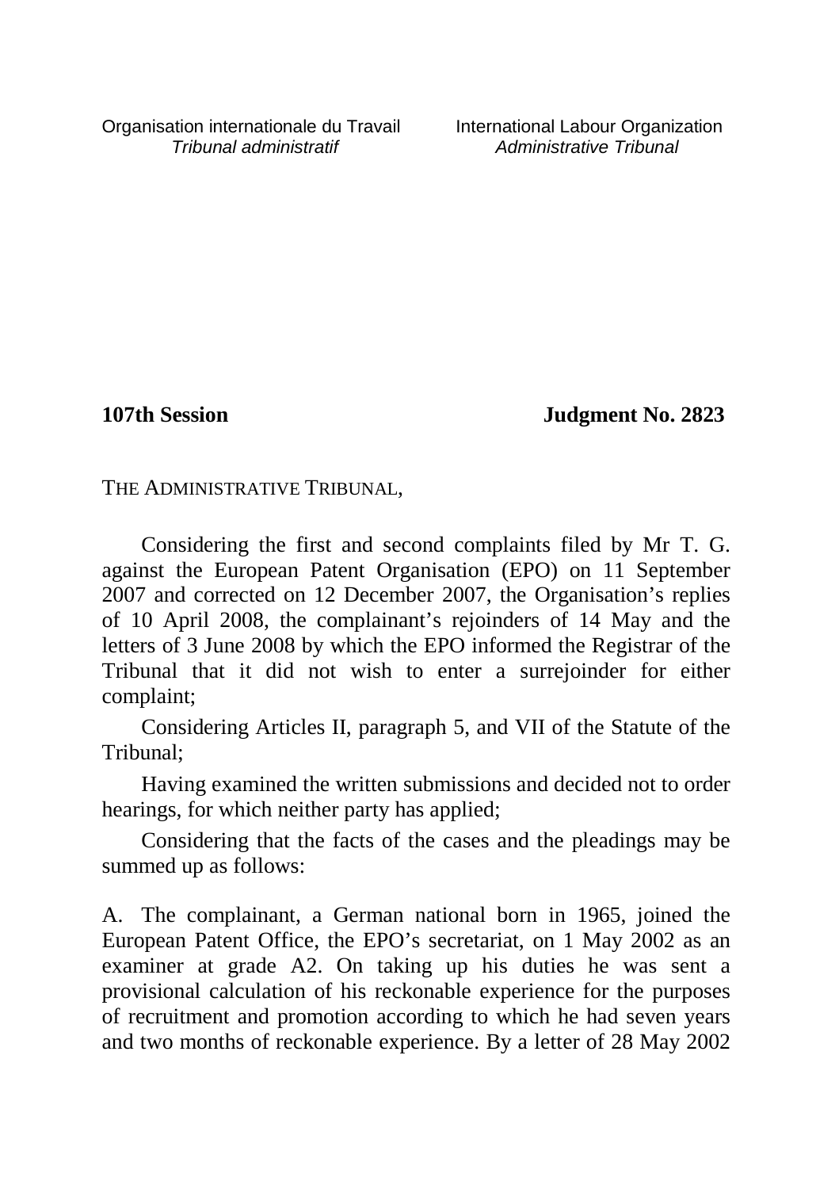Organisation internationale du Travail *Tribunal administratif*

International Labour Organization *Administrative Tribunal*

**107th Session** **Judgment No. 2823**

THE ADMINISTRATIVE TRIBUNAL,

Considering the first and second complaints filed by Mr T. G. against the European Patent Organisation (EPO) on 11 September 2007 and corrected on 12 December 2007, the Organisation's replies of 10 April 2008, the complainant's rejoinders of 14 May and the letters of 3 June 2008 by which the EPO informed the Registrar of the Tribunal that it did not wish to enter a surrejoinder for either complaint;

Considering Articles II, paragraph 5, and VII of the Statute of the Tribunal;

Having examined the written submissions and decided not to order hearings, for which neither party has applied;

Considering that the facts of the cases and the pleadings may be summed up as follows:

A. The complainant, a German national born in 1965, joined the European Patent Office, the EPO's secretariat, on 1 May 2002 as an examiner at grade A2. On taking up his duties he was sent a provisional calculation of his reckonable experience for the purposes of recruitment and promotion according to which he had seven years and two months of reckonable experience. By a letter of 28 May 2002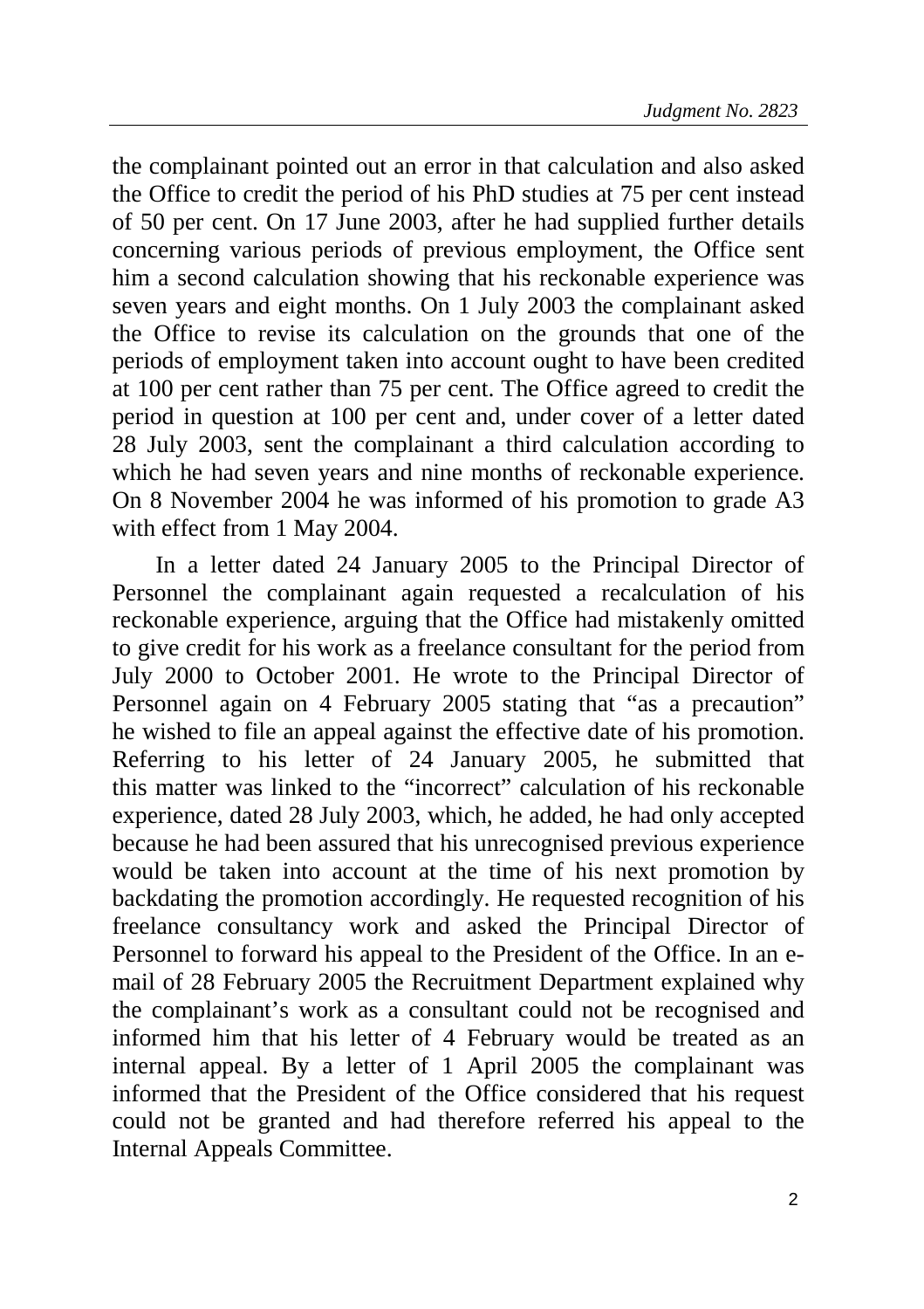the complainant pointed out an error in that calculation and also asked the Office to credit the period of his PhD studies at 75 per cent instead of 50 per cent. On 17 June 2003, after he had supplied further details concerning various periods of previous employment, the Office sent him a second calculation showing that his reckonable experience was seven years and eight months. On 1 July 2003 the complainant asked the Office to revise its calculation on the grounds that one of the periods of employment taken into account ought to have been credited at 100 per cent rather than 75 per cent. The Office agreed to credit the period in question at 100 per cent and, under cover of a letter dated 28 July 2003, sent the complainant a third calculation according to which he had seven years and nine months of reckonable experience. On 8 November 2004 he was informed of his promotion to grade A3 with effect from 1 May 2004.

In a letter dated 24 January 2005 to the Principal Director of Personnel the complainant again requested a recalculation of his reckonable experience, arguing that the Office had mistakenly omitted to give credit for his work as a freelance consultant for the period from July 2000 to October 2001. He wrote to the Principal Director of Personnel again on 4 February 2005 stating that "as a precaution" he wished to file an appeal against the effective date of his promotion. Referring to his letter of 24 January 2005, he submitted that this matter was linked to the "incorrect" calculation of his reckonable experience, dated 28 July 2003, which, he added, he had only accepted because he had been assured that his unrecognised previous experience would be taken into account at the time of his next promotion by backdating the promotion accordingly. He requested recognition of his freelance consultancy work and asked the Principal Director of Personnel to forward his appeal to the President of the Office. In an e-mail of 28 February 2005 the Recruitment Department explained why the complainant's work as a consultant could not be recognised and informed him that his letter of 4 February would be treated as an internal appeal. By a letter of 1 April 2005 the complainant was informed that the President of the Office considered that his request could not be granted and had therefore referred his appeal to the Internal Appeals Committee.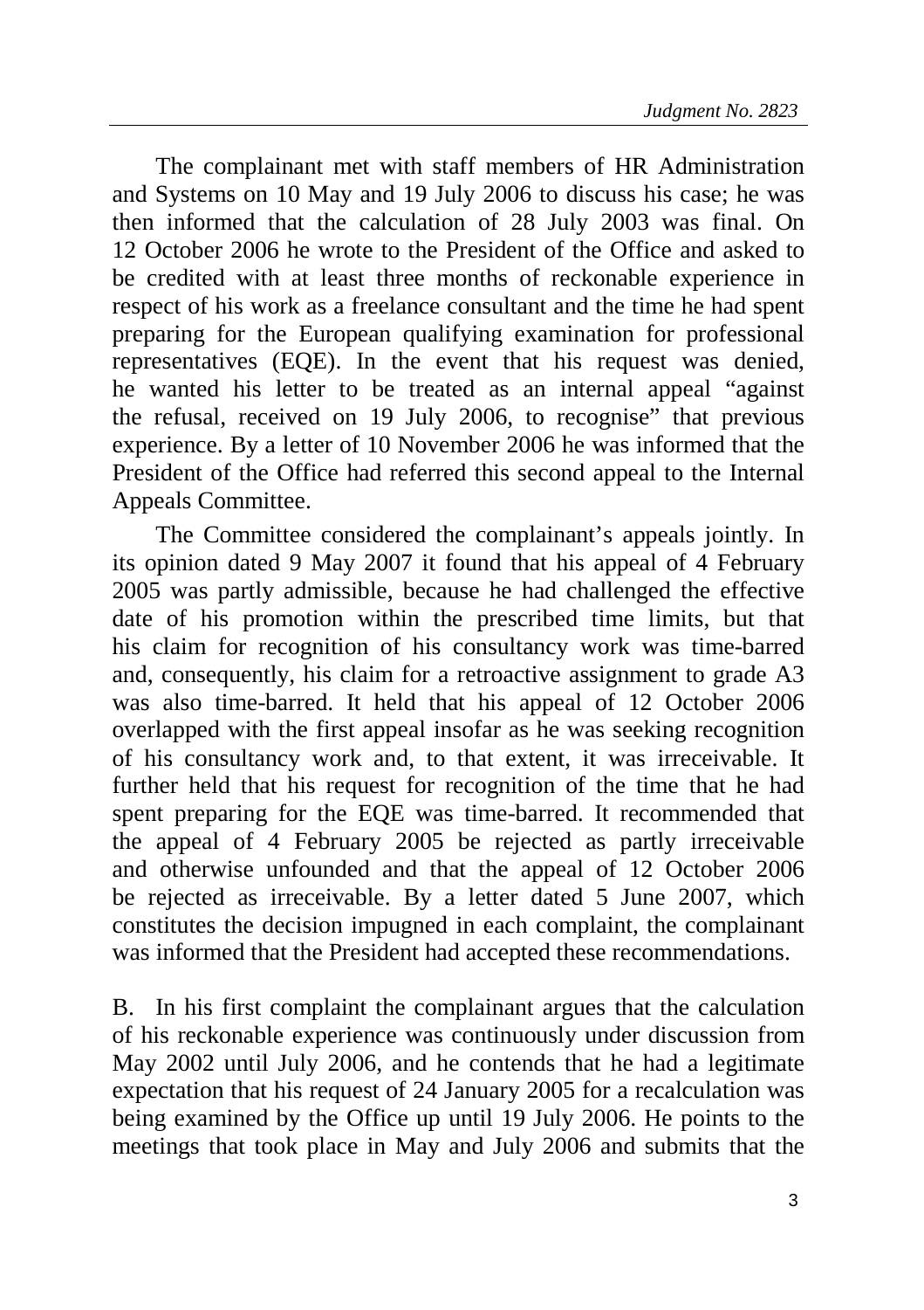The complainant met with staff members of HR Administration and Systems on 10 May and 19 July 2006 to discuss his case; he was then informed that the calculation of 28 July 2003 was final. On 12 October 2006 he wrote to the President of the Office and asked to be credited with at least three months of reckonable experience in respect of his work as a freelance consultant and the time he had spent preparing for the European qualifying examination for professional representatives (EQE). In the event that his request was denied, he wanted his letter to be treated as an internal appeal "against the refusal, received on 19 July 2006, to recognise" that previous experience. By a letter of 10 November 2006 he was informed that the President of the Office had referred this second appeal to the Internal Appeals Committee.

The Committee considered the complainant's appeals jointly. In its opinion dated 9 May 2007 it found that his appeal of 4 February 2005 was partly admissible, because he had challenged the effective date of his promotion within the prescribed time limits, but that his claim for recognition of his consultancy work was time-barred and, consequently, his claim for a retroactive assignment to grade A3 was also time-barred. It held that his appeal of 12 October 2006 overlapped with the first appeal insofar as he was seeking recognition of his consultancy work and, to that extent, it was irreceivable. It further held that his request for recognition of the time that he had spent preparing for the EQE was time-barred. It recommended that the appeal of 4 February 2005 be rejected as partly irreceivable and otherwise unfounded and that the appeal of 12 October 2006 be rejected as irreceivable. By a letter dated 5 June 2007, which constitutes the decision impugned in each complaint, the complainant was informed that the President had accepted these recommendations.

B. In his first complaint the complainant argues that the calculation of his reckonable experience was continuously under discussion from May 2002 until July 2006, and he contends that he had a legitimate expectation that his request of 24 January 2005 for a recalculation was being examined by the Office up until 19 July 2006. He points to the meetings that took place in May and July 2006 and submits that the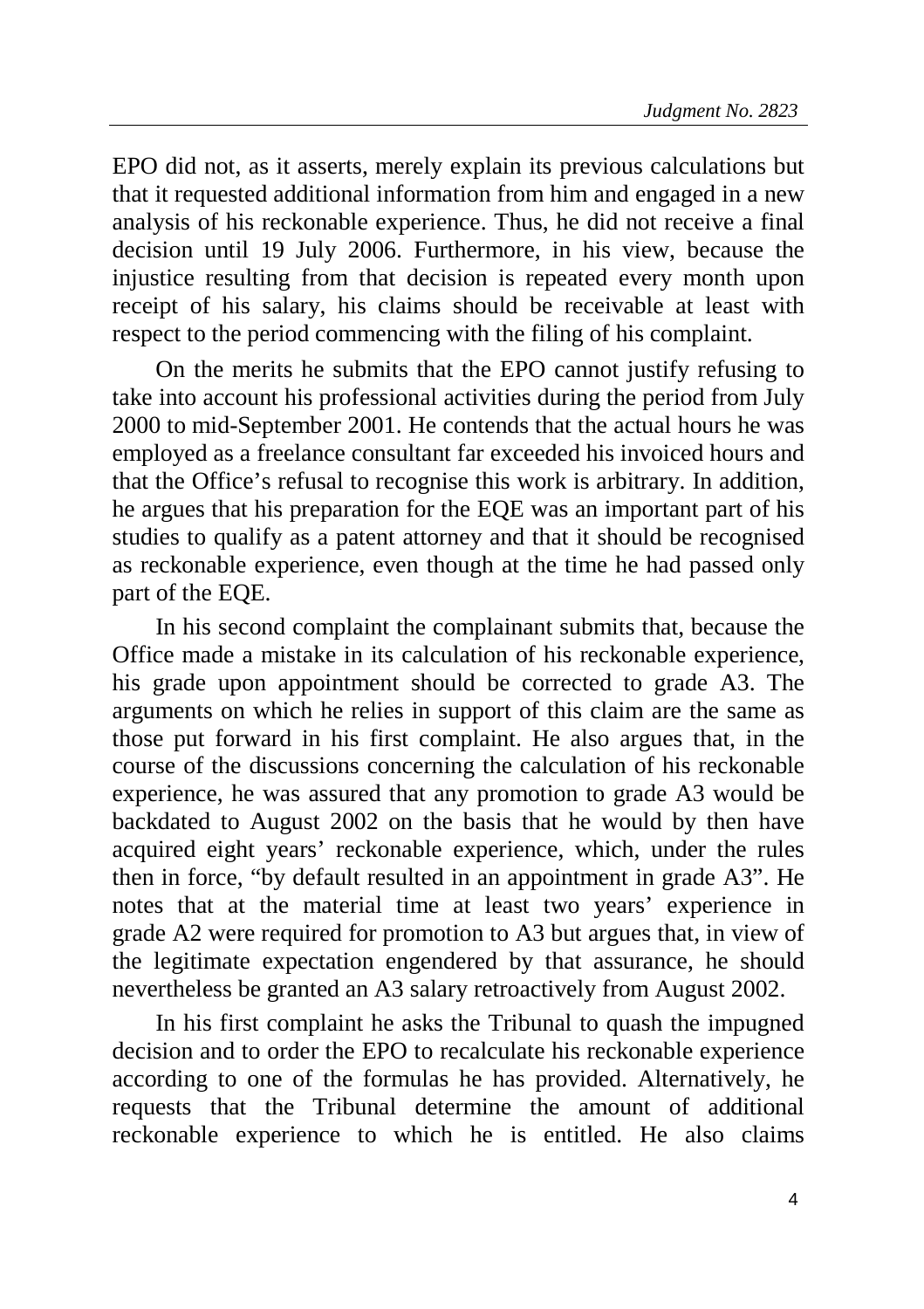EPO did not, as it asserts, merely explain its previous calculations but that it requested additional information from him and engaged in a new analysis of his reckonable experience. Thus, he did not receive a final decision until 19 July 2006. Furthermore, in his view, because the injustice resulting from that decision is repeated every month upon receipt of his salary, his claims should be receivable at least with respect to the period commencing with the filing of his complaint.

On the merits he submits that the EPO cannot justify refusing to take into account his professional activities during the period from July 2000 to mid-September 2001. He contends that the actual hours he was employed as a freelance consultant far exceeded his invoiced hours and that the Office's refusal to recognise this work is arbitrary. In addition, he argues that his preparation for the EQE was an important part of his studies to qualify as a patent attorney and that it should be recognised as reckonable experience, even though at the time he had passed only part of the EQE.

In his second complaint the complainant submits that, because the Office made a mistake in its calculation of his reckonable experience, his grade upon appointment should be corrected to grade A3. The arguments on which he relies in support of this claim are the same as those put forward in his first complaint. He also argues that, in the course of the discussions concerning the calculation of his reckonable experience, he was assured that any promotion to grade A3 would be backdated to August 2002 on the basis that he would by then have acquired eight years' reckonable experience, which, under the rules then in force, "by default resulted in an appointment in grade A3". He notes that at the material time at least two years' experience in grade A2 were required for promotion to A3 but argues that, in view of the legitimate expectation engendered by that assurance, he should nevertheless be granted an A3 salary retroactively from August 2002.

In his first complaint he asks the Tribunal to quash the impugned decision and to order the EPO to recalculate his reckonable experience according to one of the formulas he has provided. Alternatively, he requests that the Tribunal determine the amount of additional reckonable experience to which he is entitled. He also claims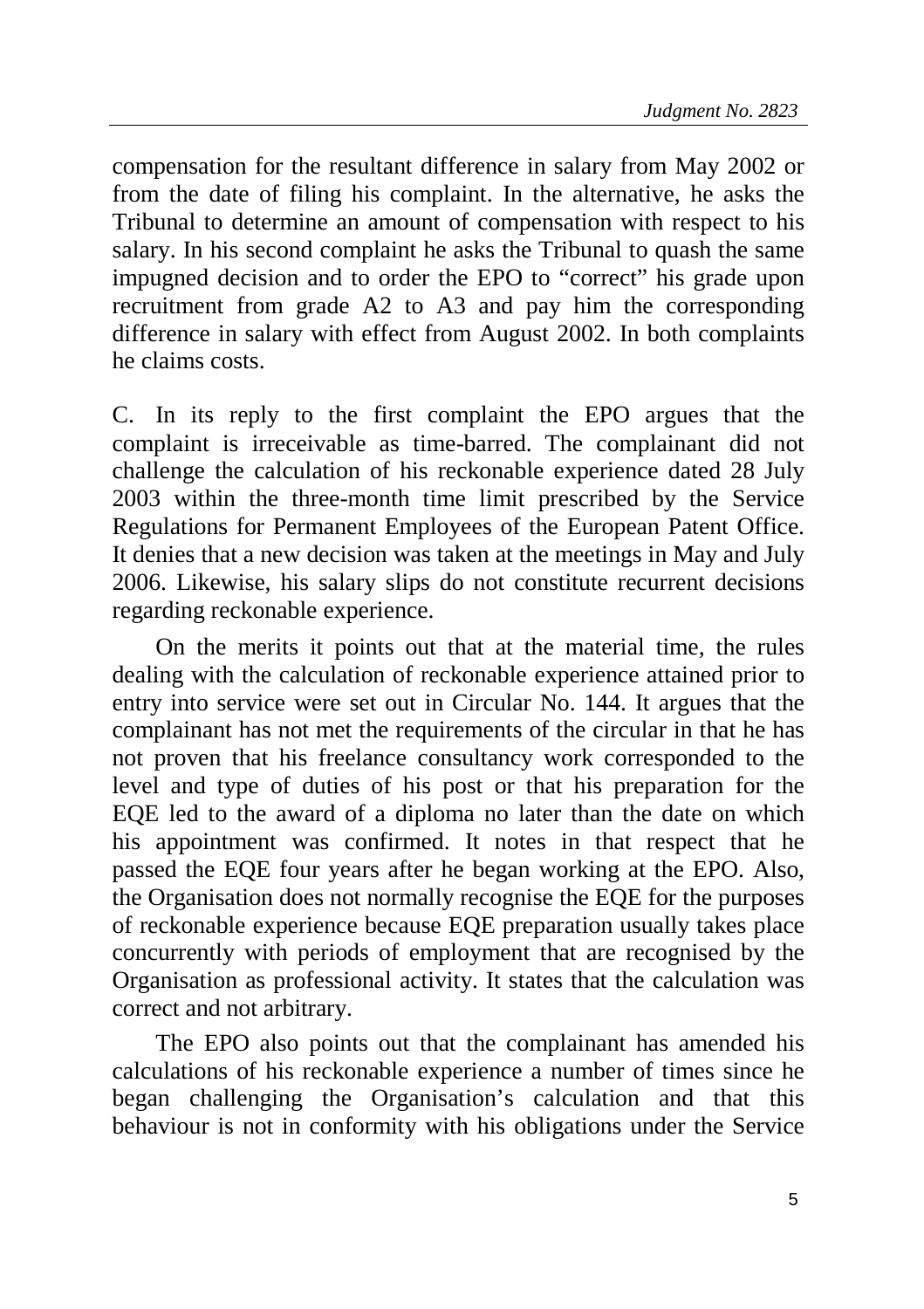compensation for the resultant difference in salary from May 2002 or from the date of filing his complaint. In the alternative, he asks the Tribunal to determine an amount of compensation with respect to his salary. In his second complaint he asks the Tribunal to quash the same impugned decision and to order the EPO to "correct" his grade upon recruitment from grade A2 to A3 and pay him the corresponding difference in salary with effect from August 2002. In both complaints he claims costs.

C. In its reply to the first complaint the EPO argues that the complaint is irreceivable as time-barred. The complainant did not challenge the calculation of his reckonable experience dated 28 July 2003 within the three-month time limit prescribed by the Service Regulations for Permanent Employees of the European Patent Office. It denies that a new decision was taken at the meetings in May and July 2006. Likewise, his salary slips do not constitute recurrent decisions regarding reckonable experience.

On the merits it points out that at the material time, the rules dealing with the calculation of reckonable experience attained prior to entry into service were set out in Circular No. 144. It argues that the complainant has not met the requirements of the circular in that he has not proven that his freelance consultancy work corresponded to the level and type of duties of his post or that his preparation for the EQE led to the award of a diploma no later than the date on which his appointment was confirmed. It notes in that respect that he passed the EQE four years after he began working at the EPO. Also, the Organisation does not normally recognise the EQE for the purposes of reckonable experience because EQE preparation usually takes place concurrently with periods of employment that are recognised by the Organisation as professional activity. It states that the calculation was correct and not arbitrary.

The EPO also points out that the complainant has amended his calculations of his reckonable experience a number of times since he began challenging the Organisation's calculation and that this behaviour is not in conformity with his obligations under the Service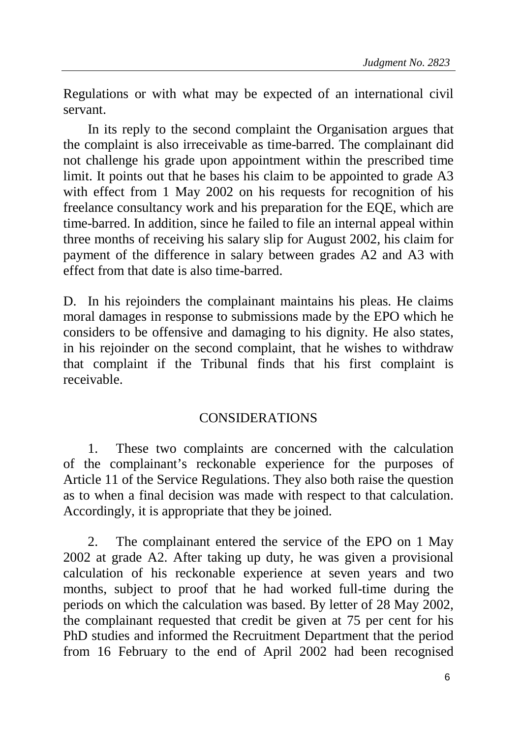Regulations or with what may be expected of an international civil servant.

In its reply to the second complaint the Organisation argues that the complaint is also irreceivable as time-barred. The complainant did not challenge his grade upon appointment within the prescribed time limit. It points out that he bases his claim to be appointed to grade A3 with effect from 1 May 2002 on his requests for recognition of his freelance consultancy work and his preparation for the EQE, which are time-barred. In addition, since he failed to file an internal appeal within three months of receiving his salary slip for August 2002, his claim for payment of the difference in salary between grades A2 and A3 with effect from that date is also time-barred.

D. In his rejoinders the complainant maintains his pleas. He claims moral damages in response to submissions made by the EPO which he considers to be offensive and damaging to his dignity. He also states, in his rejoinder on the second complaint, that he wishes to withdraw that complaint if the Tribunal finds that his first complaint is receivable.

## CONSIDERATIONS

1. These two complaints are concerned with the calculation of the complainant's reckonable experience for the purposes of Article 11 of the Service Regulations. They also both raise the question as to when a final decision was made with respect to that calculation. Accordingly, it is appropriate that they be joined.

2. The complainant entered the service of the EPO on 1 May 2002 at grade A2. After taking up duty, he was given a provisional calculation of his reckonable experience at seven years and two months, subject to proof that he had worked full-time during the periods on which the calculation was based. By letter of 28 May 2002, the complainant requested that credit be given at 75 per cent for his PhD studies and informed the Recruitment Department that the period from 16 February to the end of April 2002 had been recognised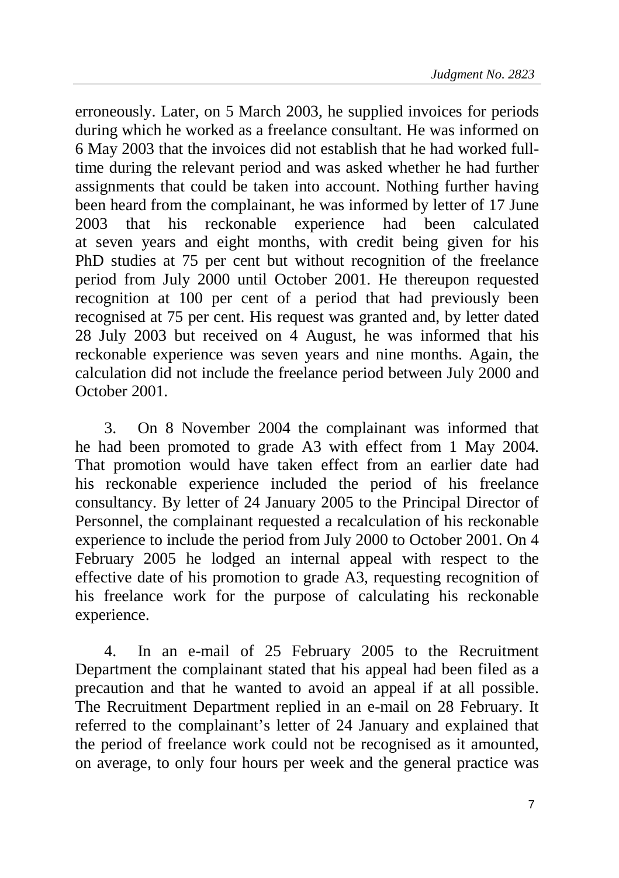erroneously. Later, on 5 March 2003, he supplied invoices for periods during which he worked as a freelance consultant. He was informed on 6 May 2003 that the invoices did not establish that he had worked full-time during the relevant period and was asked whether he had further assignments that could be taken into account. Nothing further having been heard from the complainant, he was informed by letter of 17 June 2003 that his reckonable experience had been calculated at seven years and eight months, with credit being given for his PhD studies at 75 per cent but without recognition of the freelance period from July 2000 until October 2001. He thereupon requested recognition at 100 per cent of a period that had previously been recognised at 75 per cent. His request was granted and, by letter dated 28 July 2003 but received on 4 August, he was informed that his reckonable experience was seven years and nine months. Again, the calculation did not include the freelance period between July 2000 and October 2001.

3. On 8 November 2004 the complainant was informed that he had been promoted to grade A3 with effect from 1 May 2004. That promotion would have taken effect from an earlier date had his reckonable experience included the period of his freelance consultancy. By letter of 24 January 2005 to the Principal Director of Personnel, the complainant requested a recalculation of his reckonable experience to include the period from July 2000 to October 2001. On 4 February 2005 he lodged an internal appeal with respect to the effective date of his promotion to grade A3, requesting recognition of his freelance work for the purpose of calculating his reckonable experience.

4. In an e-mail of 25 February 2005 to the Recruitment Department the complainant stated that his appeal had been filed as a precaution and that he wanted to avoid an appeal if at all possible. The Recruitment Department replied in an e-mail on 28 February. It referred to the complainant's letter of 24 January and explained that the period of freelance work could not be recognised as it amounted, on average, to only four hours per week and the general practice was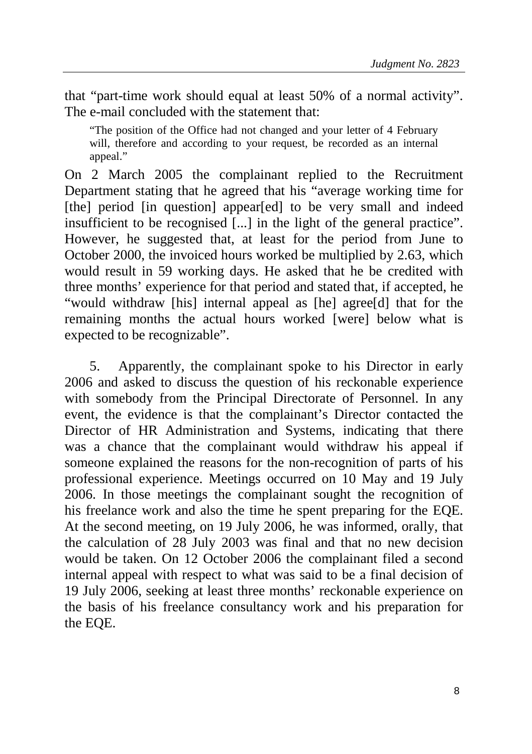that “part-time work should equal at least 50% of a normal activity”. The e-mail concluded with the statement that:

> “The position of the Office had not changed and your letter of 4 February will, therefore and according to your request, be recorded as an internal appeal.”

On 2 March 2005 the complainant replied to the Recruitment Department stating that he agreed that his “average working time for [the] period [in question] appear[ed] to be very small and indeed insufficient to be recognised [...] in the light of the general practice”. However, he suggested that, at least for the period from June to October 2000, the invoiced hours worked be multiplied by 2.63, which would result in 59 working days. He asked that he be credited with three months’ experience for that period and stated that, if accepted, he “would withdraw [his] internal appeal as [he] agree[d] that for the remaining months the actual hours worked [were] below what is expected to be recognizable”.

5. Apparently, the complainant spoke to his Director in early 2006 and asked to discuss the question of his reckonable experience with somebody from the Principal Directorate of Personnel. In any event, the evidence is that the complainant’s Director contacted the Director of HR Administration and Systems, indicating that there was a chance that the complainant would withdraw his appeal if someone explained the reasons for the non-recognition of parts of his professional experience. Meetings occurred on 10 May and 19 July 2006. In those meetings the complainant sought the recognition of his freelance work and also the time he spent preparing for the EQE. At the second meeting, on 19 July 2006, he was informed, orally, that the calculation of 28 July 2003 was final and that no new decision would be taken. On 12 October 2006 the complainant filed a second internal appeal with respect to what was said to be a final decision of 19 July 2006, seeking at least three months’ reckonable experience on the basis of his freelance consultancy work and his preparation for the EQE.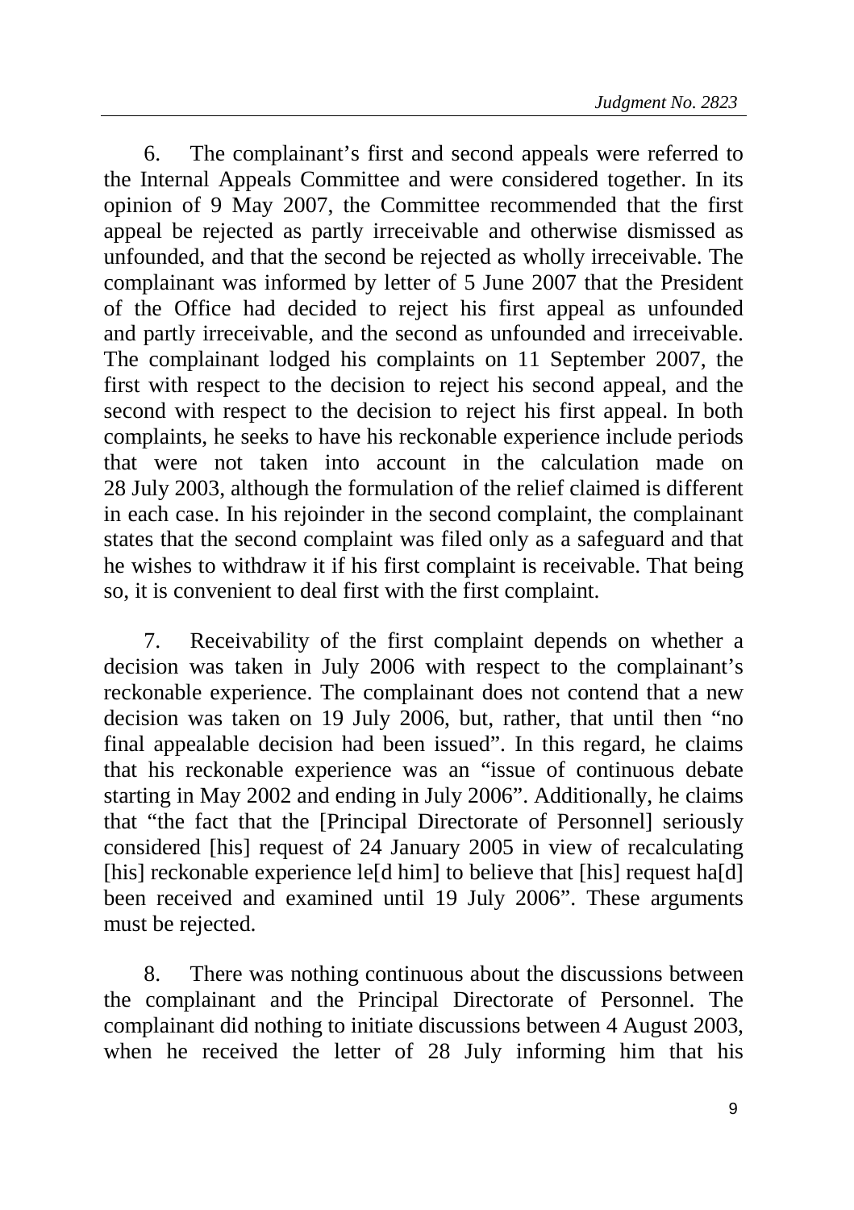6. The complainant's first and second appeals were referred to the Internal Appeals Committee and were considered together. In its opinion of 9 May 2007, the Committee recommended that the first appeal be rejected as partly irreceivable and otherwise dismissed as unfounded, and that the second be rejected as wholly irreceivable. The complainant was informed by letter of 5 June 2007 that the President of the Office had decided to reject his first appeal as unfounded and partly irreceivable, and the second as unfounded and irreceivable. The complainant lodged his complaints on 11 September 2007, the first with respect to the decision to reject his second appeal, and the second with respect to the decision to reject his first appeal. In both complaints, he seeks to have his reckonable experience include periods that were not taken into account in the calculation made on 28 July 2003, although the formulation of the relief claimed is different in each case. In his rejoinder in the second complaint, the complainant states that the second complaint was filed only as a safeguard and that he wishes to withdraw it if his first complaint is receivable. That being so, it is convenient to deal first with the first complaint.

7. Receivability of the first complaint depends on whether a decision was taken in July 2006 with respect to the complainant's reckonable experience. The complainant does not contend that a new decision was taken on 19 July 2006, but, rather, that until then "no final appealable decision had been issued". In this regard, he claims that his reckonable experience was an "issue of continuous debate starting in May 2002 and ending in July 2006". Additionally, he claims that "the fact that the [Principal Directorate of Personnel] seriously considered [his] request of 24 January 2005 in view of recalculating [his] reckonable experience le[d him] to believe that [his] request ha[d] been received and examined until 19 July 2006". These arguments must be rejected.

8. There was nothing continuous about the discussions between the complainant and the Principal Directorate of Personnel. The complainant did nothing to initiate discussions between 4 August 2003, when he received the letter of 28 July informing him that his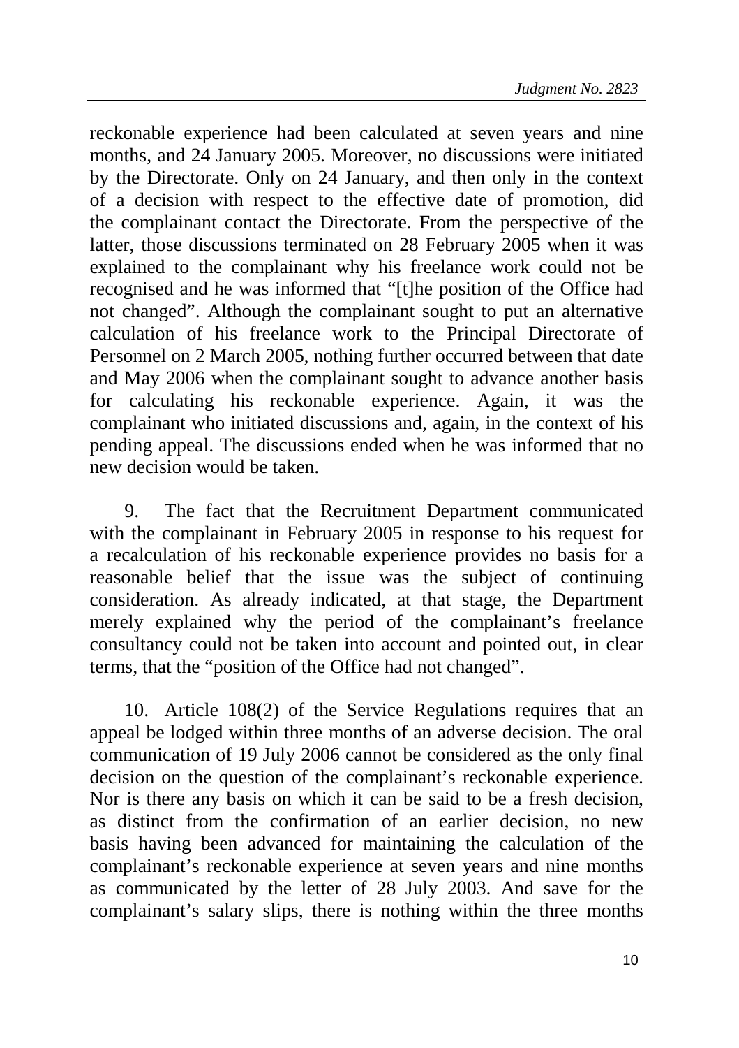reckonable experience had been calculated at seven years and nine months, and 24 January 2005. Moreover, no discussions were initiated by the Directorate. Only on 24 January, and then only in the context of a decision with respect to the effective date of promotion, did the complainant contact the Directorate. From the perspective of the latter, those discussions terminated on 28 February 2005 when it was explained to the complainant why his freelance work could not be recognised and he was informed that "[t]he position of the Office had not changed". Although the complainant sought to put an alternative calculation of his freelance work to the Principal Directorate of Personnel on 2 March 2005, nothing further occurred between that date and May 2006 when the complainant sought to advance another basis for calculating his reckonable experience. Again, it was the complainant who initiated discussions and, again, in the context of his pending appeal. The discussions ended when he was informed that no new decision would be taken.

9. The fact that the Recruitment Department communicated with the complainant in February 2005 in response to his request for a recalculation of his reckonable experience provides no basis for a reasonable belief that the issue was the subject of continuing consideration. As already indicated, at that stage, the Department merely explained why the period of the complainant's freelance consultancy could not be taken into account and pointed out, in clear terms, that the "position of the Office had not changed".

10. Article 108(2) of the Service Regulations requires that an appeal be lodged within three months of an adverse decision. The oral communication of 19 July 2006 cannot be considered as the only final decision on the question of the complainant's reckonable experience. Nor is there any basis on which it can be said to be a fresh decision, as distinct from the confirmation of an earlier decision, no new basis having been advanced for maintaining the calculation of the complainant's reckonable experience at seven years and nine months as communicated by the letter of 28 July 2003. And save for the complainant's salary slips, there is nothing within the three months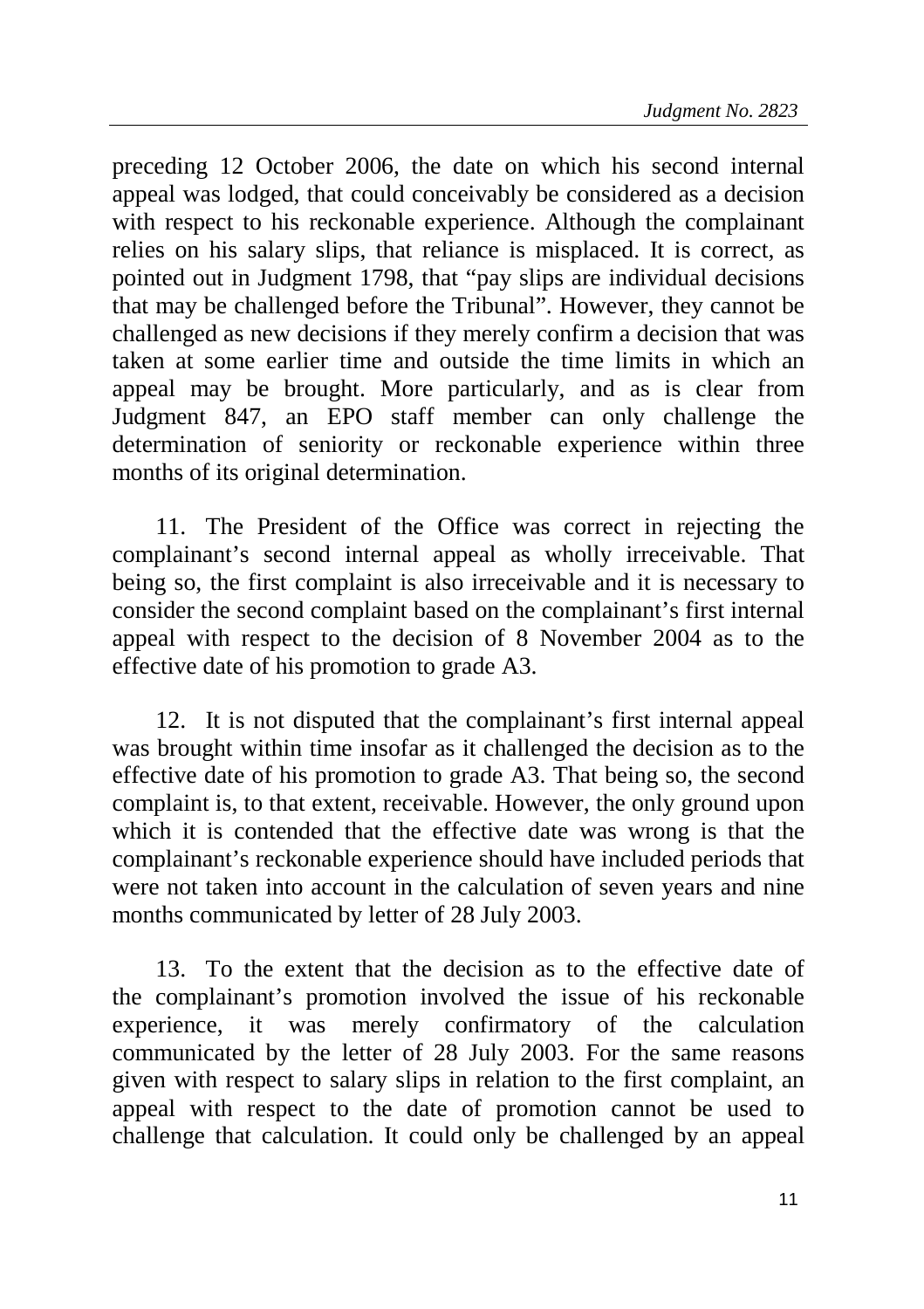preceding 12 October 2006, the date on which his second internal appeal was lodged, that could conceivably be considered as a decision with respect to his reckonable experience. Although the complainant relies on his salary slips, that reliance is misplaced. It is correct, as pointed out in Judgment 1798, that "pay slips are individual decisions that may be challenged before the Tribunal". However, they cannot be challenged as new decisions if they merely confirm a decision that was taken at some earlier time and outside the time limits in which an appeal may be brought. More particularly, and as is clear from Judgment 847, an EPO staff member can only challenge the determination of seniority or reckonable experience within three months of its original determination.

11. The President of the Office was correct in rejecting the complainant's second internal appeal as wholly irreceivable. That being so, the first complaint is also irreceivable and it is necessary to consider the second complaint based on the complainant's first internal appeal with respect to the decision of 8 November 2004 as to the effective date of his promotion to grade A3.

12. It is not disputed that the complainant's first internal appeal was brought within time insofar as it challenged the decision as to the effective date of his promotion to grade A3. That being so, the second complaint is, to that extent, receivable. However, the only ground upon which it is contended that the effective date was wrong is that the complainant's reckonable experience should have included periods that were not taken into account in the calculation of seven years and nine months communicated by letter of 28 July 2003.

13. To the extent that the decision as to the effective date of the complainant's promotion involved the issue of his reckonable experience, it was merely confirmatory of the calculation communicated by the letter of 28 July 2003. For the same reasons given with respect to salary slips in relation to the first complaint, an appeal with respect to the date of promotion cannot be used to challenge that calculation. It could only be challenged by an appeal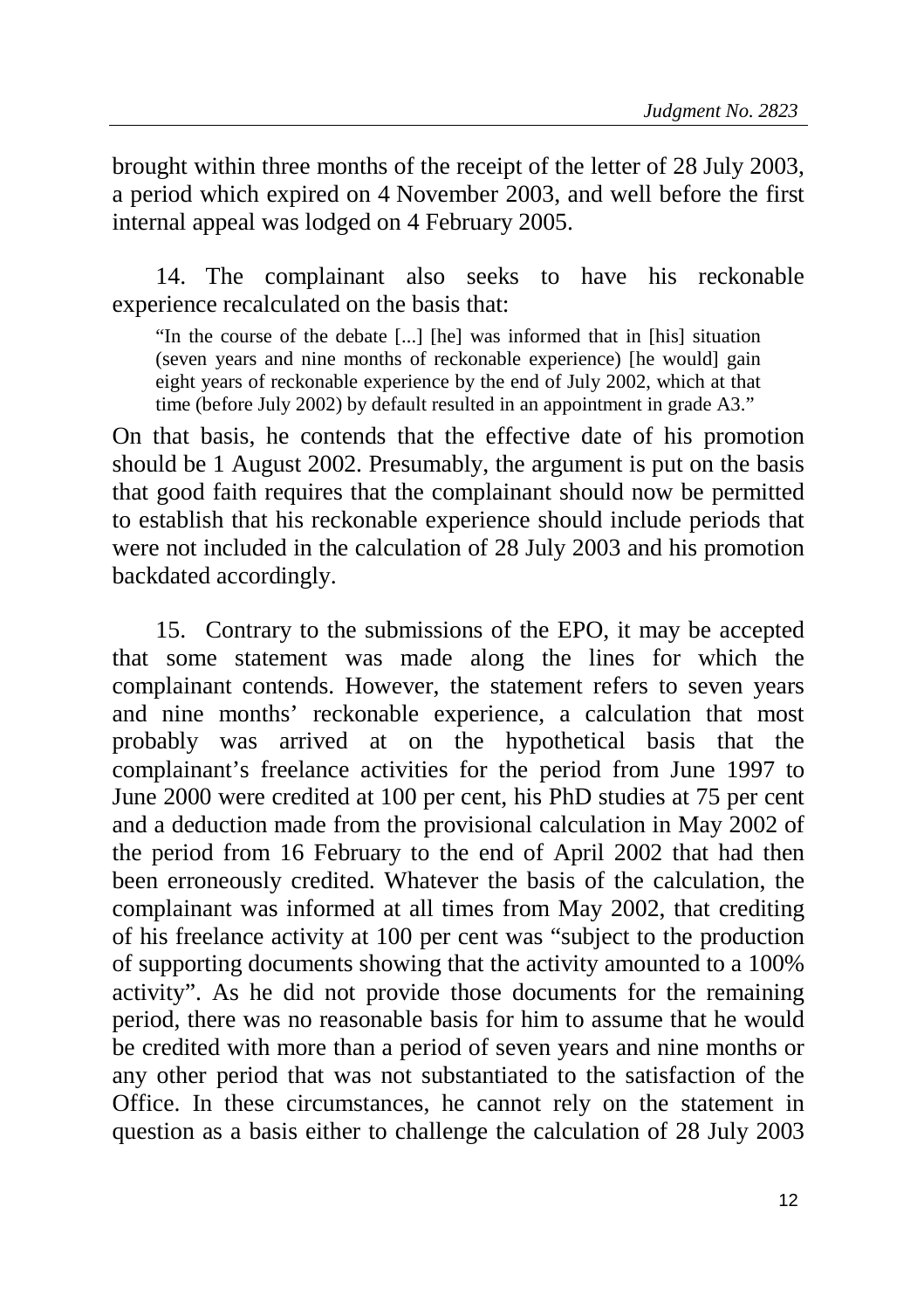brought within three months of the receipt of the letter of 28 July 2003, a period which expired on 4 November 2003, and well before the first internal appeal was lodged on 4 February 2005.

14. The complainant also seeks to have his reckonable experience recalculated on the basis that:

> "In the course of the debate [...] [he] was informed that in [his] situation (seven years and nine months of reckonable experience) [he would] gain eight years of reckonable experience by the end of July 2002, which at that time (before July 2002) by default resulted in an appointment in grade A3."

On that basis, he contends that the effective date of his promotion should be 1 August 2002. Presumably, the argument is put on the basis that good faith requires that the complainant should now be permitted to establish that his reckonable experience should include periods that were not included in the calculation of 28 July 2003 and his promotion backdated accordingly.

15. Contrary to the submissions of the EPO, it may be accepted that some statement was made along the lines for which the complainant contends. However, the statement refers to seven years and nine months' reckonable experience, a calculation that most probably was arrived at on the hypothetical basis that the complainant's freelance activities for the period from June 1997 to June 2000 were credited at 100 per cent, his PhD studies at 75 per cent and a deduction made from the provisional calculation in May 2002 of the period from 16 February to the end of April 2002 that had then been erroneously credited. Whatever the basis of the calculation, the complainant was informed at all times from May 2002, that crediting of his freelance activity at 100 per cent was "subject to the production of supporting documents showing that the activity amounted to a 100% activity". As he did not provide those documents for the remaining period, there was no reasonable basis for him to assume that he would be credited with more than a period of seven years and nine months or any other period that was not substantiated to the satisfaction of the Office. In these circumstances, he cannot rely on the statement in question as a basis either to challenge the calculation of 28 July 2003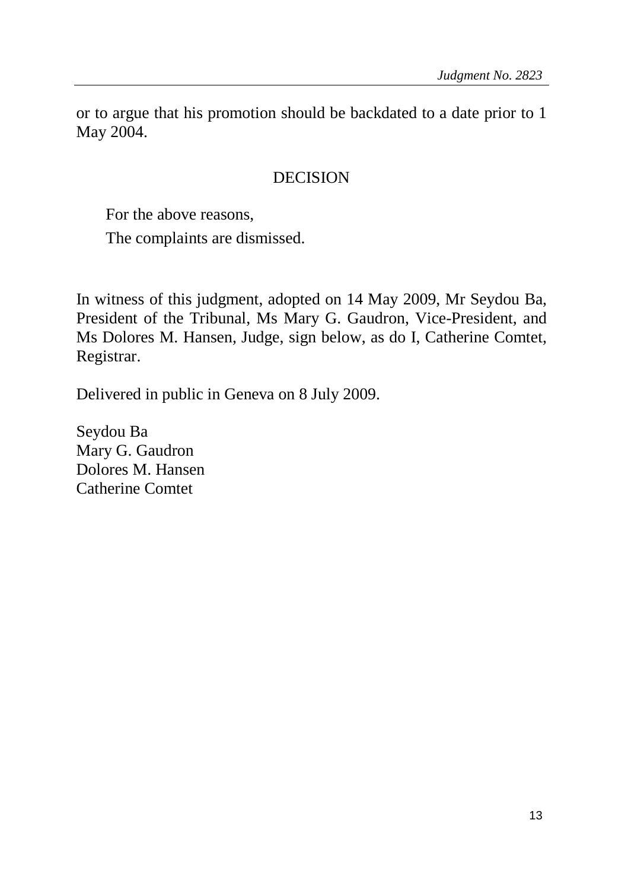or to argue that his promotion should be backdated to a date prior to 1 May 2004.

## DECISION

For the above reasons,

The complaints are dismissed.

In witness of this judgment, adopted on 14 May 2009, Mr Seydou Ba, President of the Tribunal, Ms Mary G. Gaudron, Vice-President, and Ms Dolores M. Hansen, Judge, sign below, as do I, Catherine Comtet, Registrar.

Delivered in public in Geneva on 8 July 2009.

Seydou Ba
Mary G. Gaudron
Dolores M. Hansen
Catherine Comtet